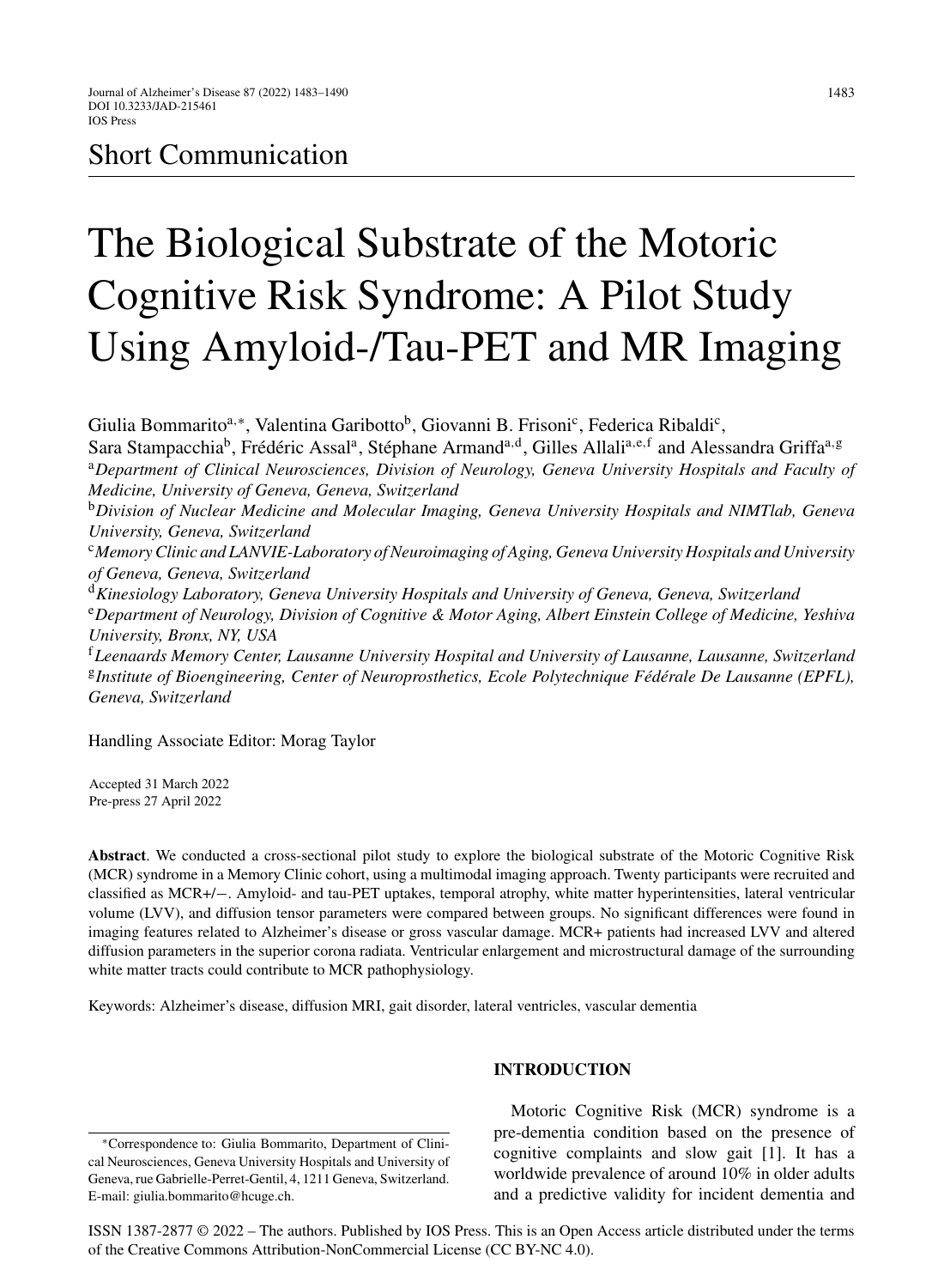Short Communication

# The Biological Substrate of the Motoric Cognitive Risk Syndrome: A Pilot Study Using Amyloid-/Tau-PET and MR Imaging

Giulia Bommarito[a,*], Valentina Garibotto[b], Giovanni B. Frisoni[c], Federica Ribaldi[c], Sara Stampacchia[b], Frédéric Assal[a], Stéphane Armand[a,d], Gilles Allali[a,e,f] and Alessandra Griffa[a,g]

[a]*Department of Clinical Neurosciences, Division of Neurology, Geneva University Hospitals and Faculty of Medicine, University of Geneva, Geneva, Switzerland*

[b]*Division of Nuclear Medicine and Molecular Imaging, Geneva University Hospitals and NIMTlab, Geneva University, Geneva, Switzerland*

[c]*Memory Clinic and LANVIE-Laboratory of Neuroimaging of Aging, Geneva University Hospitals and University of Geneva, Geneva, Switzerland*

[d]*Kinesiology Laboratory, Geneva University Hospitals and University of Geneva, Geneva, Switzerland*

[e]*Department of Neurology, Division of Cognitive & Motor Aging, Albert Einstein College of Medicine, Yeshiva University, Bronx, NY, USA*

[f]*Leenaards Memory Center, Lausanne University Hospital and University of Lausanne, Lausanne, Switzerland*

[g]*Institute of Bioengineering, Center of Neuroprosthetics, Ecole Polytechnique Fédérale De Lausanne (EPFL), Geneva, Switzerland*

Handling Associate Editor: Morag Taylor

Accepted 31 March 2022
Pre-press 27 April 2022

**Abstract**. We conducted a cross-sectional pilot study to explore the biological substrate of the Motoric Cognitive Risk (MCR) syndrome in a Memory Clinic cohort, using a multimodal imaging approach. Twenty participants were recruited and classified as MCR+/−. Amyloid- and tau-PET uptakes, temporal atrophy, white matter hyperintensities, lateral ventricular volume (LVV), and diffusion tensor parameters were compared between groups. No significant differences were found in imaging features related to Alzheimer's disease or gross vascular damage. MCR+ patients had increased LVV and altered diffusion parameters in the superior corona radiata. Ventricular enlargement and microstructural damage of the surrounding white matter tracts could contribute to MCR pathophysiology.

Keywords: Alzheimer's disease, diffusion MRI, gait disorder, lateral ventricles, vascular dementia

## INTRODUCTION

Motoric Cognitive Risk (MCR) syndrome is a pre-dementia condition based on the presence of cognitive complaints and slow gait [1]. It has a worldwide prevalence of around 10% in older adults and a predictive validity for incident dementia and

*Correspondence to: Giulia Bommarito, Department of Clinical Neurosciences, Geneva University Hospitals and University of Geneva, rue Gabrielle-Perret-Gentil, 4, 1211 Geneva, Switzerland. E-mail: giulia.bommarito@hcuge.ch.

ISSN 1387-2877 © 2022 – The authors. Published by IOS Press. This is an Open Access article distributed under the terms of the Creative Commons Attribution-NonCommercial License (CC BY-NC 4.0).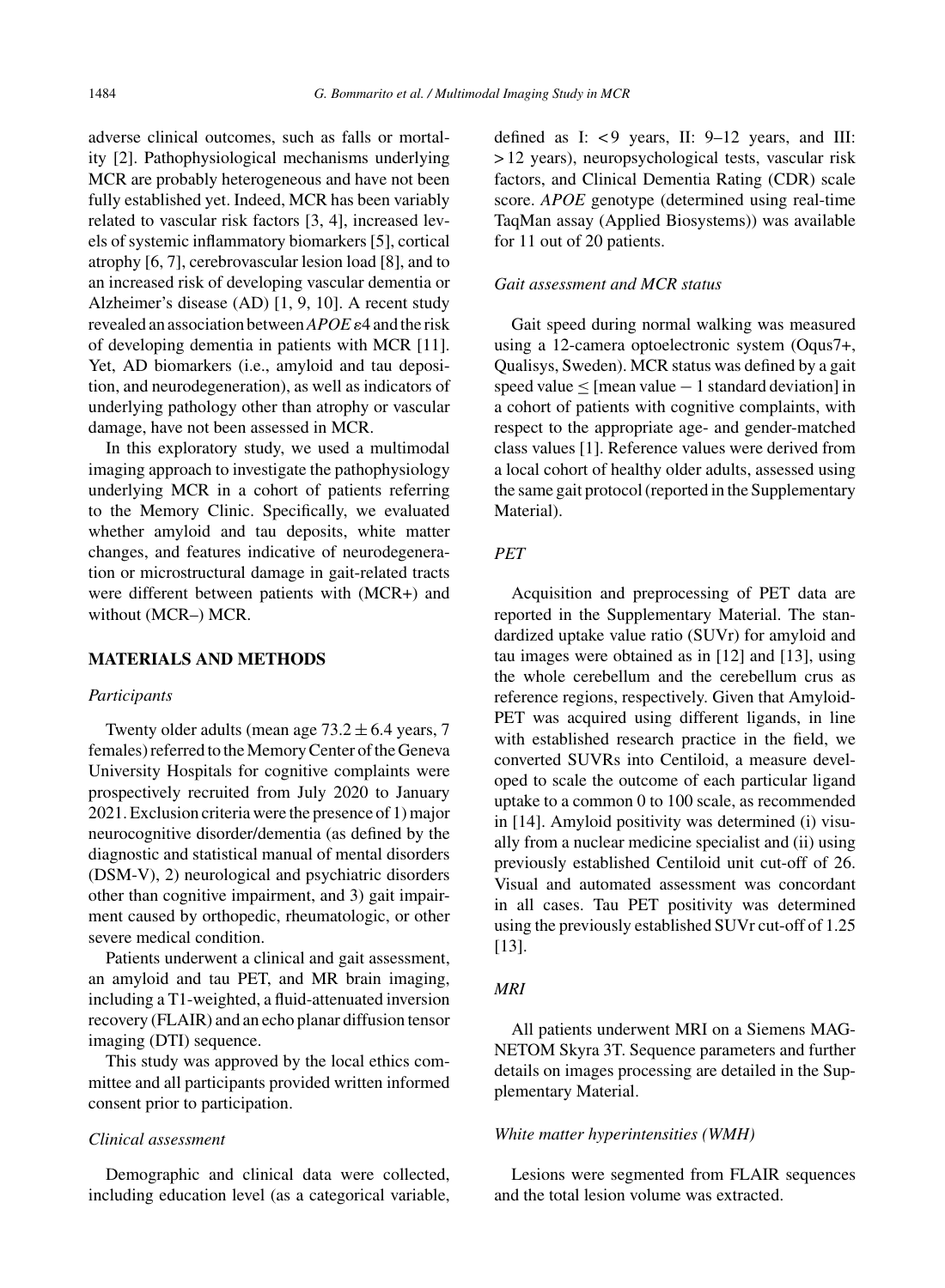adverse clinical outcomes, such as falls or mortality [2]. Pathophysiological mechanisms underlying MCR are probably heterogeneous and have not been fully established yet. Indeed, MCR has been variably related to vascular risk factors [3, 4], increased levels of systemic inflammatory biomarkers [5], cortical atrophy [6, 7], cerebrovascular lesion load [8], and to an increased risk of developing vascular dementia or Alzheimer's disease (AD) [1, 9, 10]. A recent study revealed an association between *APOE* $\varepsilon$4 and the risk of developing dementia in patients with MCR [11]. Yet, AD biomarkers (i.e., amyloid and tau deposition, and neurodegeneration), as well as indicators of underlying pathology other than atrophy or vascular damage, have not been assessed in MCR.

In this exploratory study, we used a multimodal imaging approach to investigate the pathophysiology underlying MCR in a cohort of patients referring to the Memory Clinic. Specifically, we evaluated whether amyloid and tau deposits, white matter changes, and features indicative of neurodegeneration or microstructural damage in gait-related tracts were different between patients with (MCR+) and without (MCR–) MCR.

## MATERIALS AND METHODS

### *Participants*

Twenty older adults (mean age $73.2 \pm 6.4$ years, 7 females) referred to the Memory Center of the Geneva University Hospitals for cognitive complaints were prospectively recruited from July 2020 to January 2021. Exclusion criteria were the presence of 1) major neurocognitive disorder/dementia (as defined by the diagnostic and statistical manual of mental disorders (DSM-V), 2) neurological and psychiatric disorders other than cognitive impairment, and 3) gait impairment caused by orthopedic, rheumatologic, or other severe medical condition.

Patients underwent a clinical and gait assessment, an amyloid and tau PET, and MR brain imaging, including a T1-weighted, a fluid-attenuated inversion recovery (FLAIR) and an echo planar diffusion tensor imaging (DTI) sequence.

This study was approved by the local ethics committee and all participants provided written informed consent prior to participation.

### *Clinical assessment*

Demographic and clinical data were collected, including education level (as a categorical variable, defined as I: $<9$ years, II: 9–12 years, and III: $>12$ years), neuropsychological tests, vascular risk factors, and Clinical Dementia Rating (CDR) scale score. *APOE* genotype (determined using real-time TaqMan assay (Applied Biosystems)) was available for 11 out of 20 patients.

### *Gait assessment and MCR status*

Gait speed during normal walking was measured using a 12-camera optoelectronic system (Oqus7+, Qualisys, Sweden). MCR status was defined by a gait speed value $\leq$ [mean value $-$ 1 standard deviation] in a cohort of patients with cognitive complaints, with respect to the appropriate age- and gender-matched class values [1]. Reference values were derived from a local cohort of healthy older adults, assessed using the same gait protocol (reported in the Supplementary Material).

### *PET*

Acquisition and preprocessing of PET data are reported in the Supplementary Material. The standardized uptake value ratio (SUVr) for amyloid and tau images were obtained as in [12] and [13], using the whole cerebellum and the cerebellum crus as reference regions, respectively. Given that Amyloid-PET was acquired using different ligands, in line with established research practice in the field, we converted SUVRs into Centiloid, a measure developed to scale the outcome of each particular ligand uptake to a common 0 to 100 scale, as recommended in [14]. Amyloid positivity was determined (i) visually from a nuclear medicine specialist and (ii) using previously established Centiloid unit cut-off of 26. Visual and automated assessment was concordant in all cases. Tau PET positivity was determined using the previously established SUVr cut-off of 1.25 [13].

### *MRI*

All patients underwent MRI on a Siemens MAGNETOM Skyra 3T. Sequence parameters and further details on images processing are detailed in the Supplementary Material.

### *White matter hyperintensities (WMH)*

Lesions were segmented from FLAIR sequences and the total lesion volume was extracted.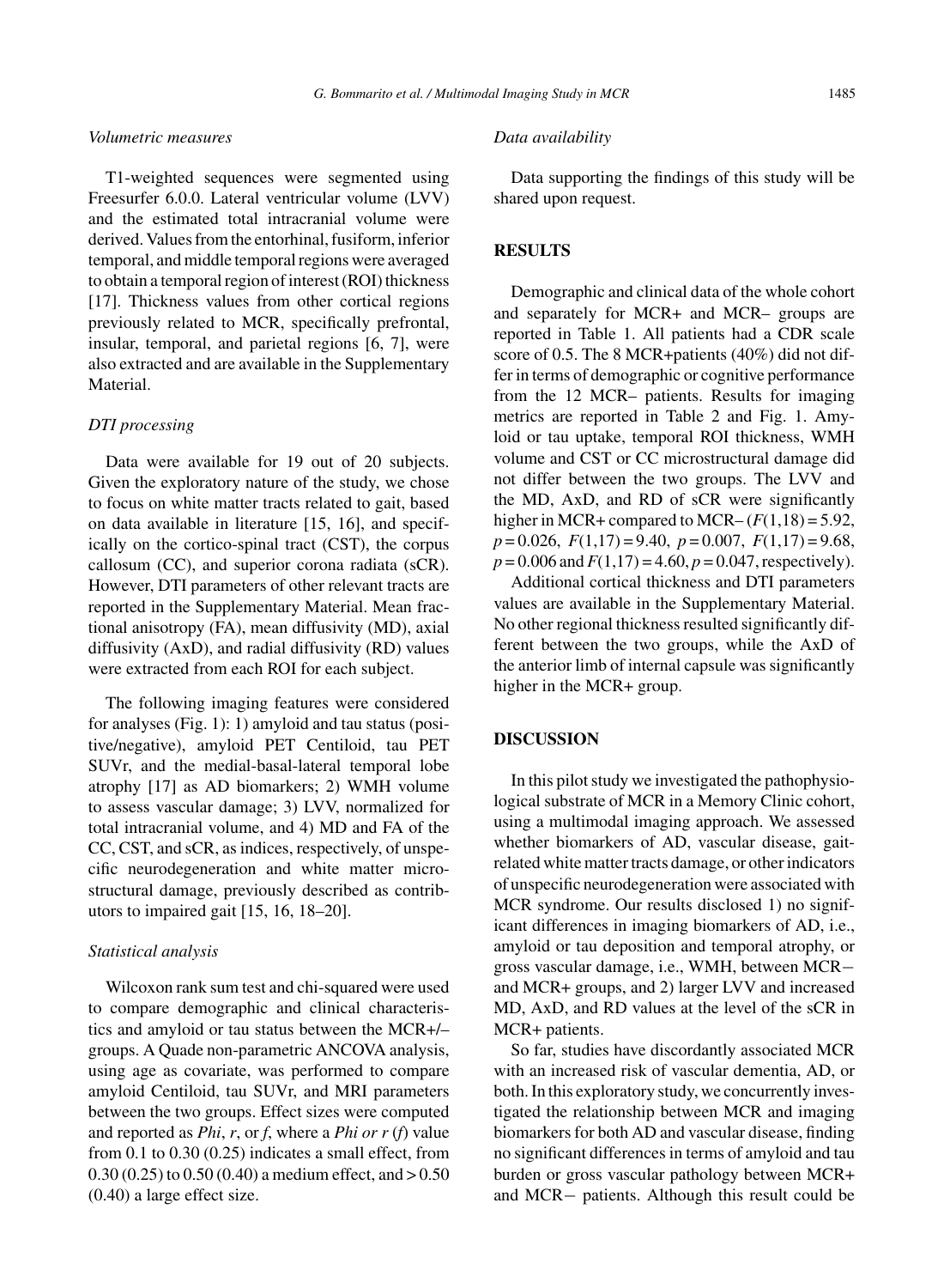### Volumetric measures

T1-weighted sequences were segmented using Freesurfer 6.0.0. Lateral ventricular volume (LVV) and the estimated total intracranial volume were derived. Values from the entorhinal, fusiform, inferior temporal, and middle temporal regions were averaged to obtain a temporal region of interest (ROI) thickness [17]. Thickness values from other cortical regions previously related to MCR, specifically prefrontal, insular, temporal, and parietal regions [6, 7], were also extracted and are available in the Supplementary Material.

### DTI processing

Data were available for 19 out of 20 subjects. Given the exploratory nature of the study, we chose to focus on white matter tracts related to gait, based on data available in literature [15, 16], and specifically on the cortico-spinal tract (CST), the corpus callosum (CC), and superior corona radiata (sCR). However, DTI parameters of other relevant tracts are reported in the Supplementary Material. Mean fractional anisotropy (FA), mean diffusivity (MD), axial diffusivity (AxD), and radial diffusivity (RD) values were extracted from each ROI for each subject.

The following imaging features were considered for analyses (Fig. 1): 1) amyloid and tau status (positive/negative), amyloid PET Centiloid, tau PET SUVr, and the medial-basal-lateral temporal lobe atrophy [17] as AD biomarkers; 2) WMH volume to assess vascular damage; 3) LVV, normalized for total intracranial volume, and 4) MD and FA of the CC, CST, and sCR, as indices, respectively, of unspecific neurodegeneration and white matter microstructural damage, previously described as contributors to impaired gait [15, 16, 18–20].

### Statistical analysis

Wilcoxon rank sum test and chi-squared were used to compare demographic and clinical characteristics and amyloid or tau status between the MCR+/– groups. A Quade non-parametric ANCOVA analysis, using age as covariate, was performed to compare amyloid Centiloid, tau SUVr, and MRI parameters between the two groups. Effect sizes were computed and reported as *Phi*, *r*, or *f*, where a *Phi or r* (*f*) value from 0.1 to 0.30 (0.25) indicates a small effect, from 0.30 (0.25) to 0.50 (0.40) a medium effect, and > 0.50 (0.40) a large effect size.

### Data availability

Data supporting the findings of this study will be shared upon request.

## RESULTS

Demographic and clinical data of the whole cohort and separately for MCR+ and MCR– groups are reported in Table 1. All patients had a CDR scale score of 0.5. The 8 MCR+patients (40%) did not differ in terms of demographic or cognitive performance from the 12 MCR– patients. Results for imaging metrics are reported in Table 2 and Fig. 1. Amyloid or tau uptake, temporal ROI thickness, WMH volume and CST or CC microstructural damage did not differ between the two groups. The LVV and the MD, AxD, and RD of sCR were significantly higher in MCR+ compared to MCR– ($F(1,18) = 5.92$, $p = 0.026$, $F(1,17) = 9.40$, $p = 0.007$, $F(1,17) = 9.68$, $p = 0.006$ and $F(1,17) = 4.60$, $p = 0.047$, respectively).

Additional cortical thickness and DTI parameters values are available in the Supplementary Material. No other regional thickness resulted significantly different between the two groups, while the AxD of the anterior limb of internal capsule was significantly higher in the MCR+ group.

## DISCUSSION

In this pilot study we investigated the pathophysiological substrate of MCR in a Memory Clinic cohort, using a multimodal imaging approach. We assessed whether biomarkers of AD, vascular disease, gait-related white matter tracts damage, or other indicators of unspecific neurodegeneration were associated with MCR syndrome. Our results disclosed 1) no significant differences in imaging biomarkers of AD, i.e., amyloid or tau deposition and temporal atrophy, or gross vascular damage, i.e., WMH, between MCR− and MCR+ groups, and 2) larger LVV and increased MD, AxD, and RD values at the level of the sCR in MCR+ patients.

So far, studies have discordantly associated MCR with an increased risk of vascular dementia, AD, or both. In this exploratory study, we concurrently investigated the relationship between MCR and imaging biomarkers for both AD and vascular disease, finding no significant differences in terms of amyloid and tau burden or gross vascular pathology between MCR+ and MCR− patients. Although this result could be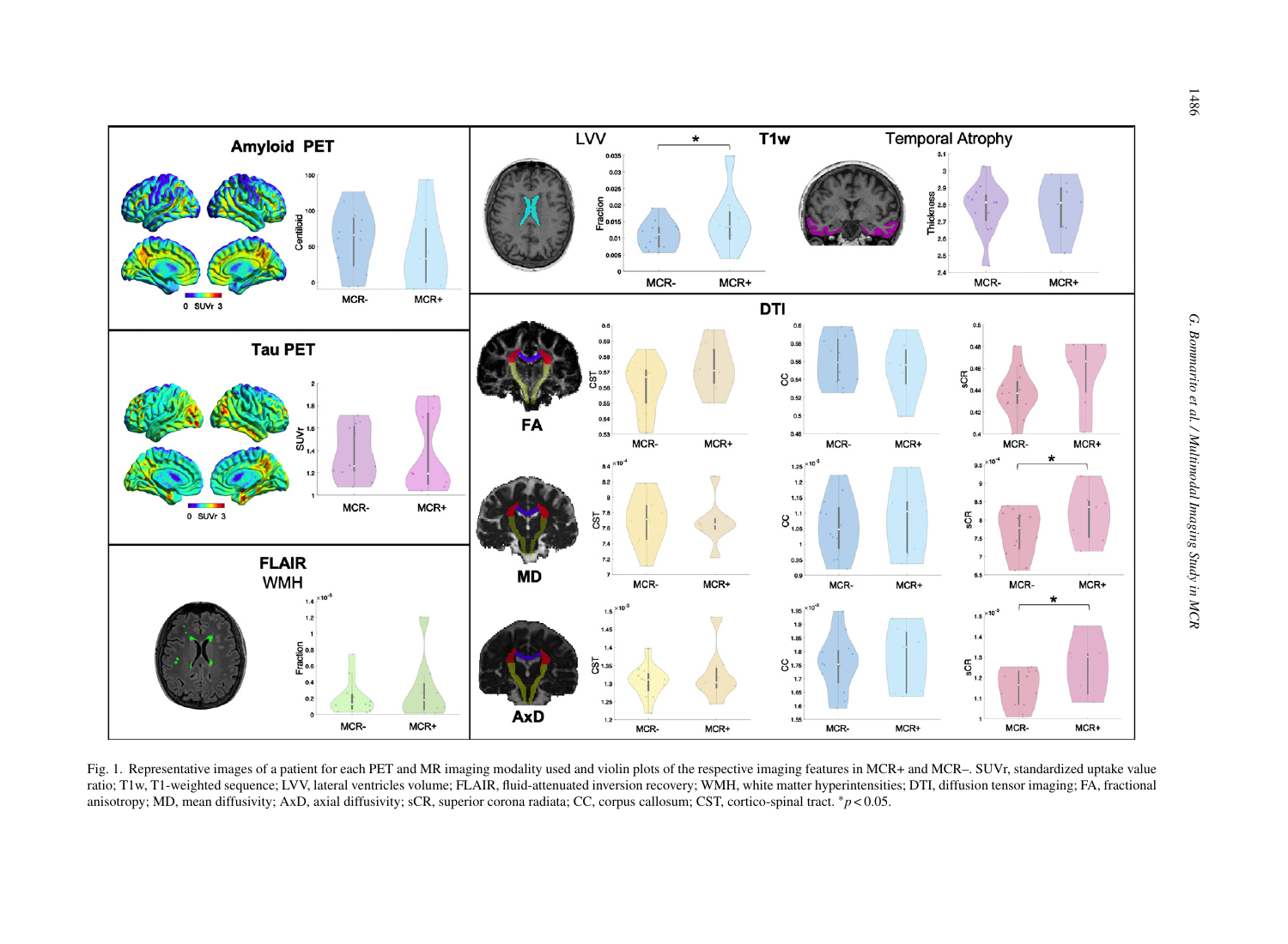Fig. 1. Representative images of a patient for each PET and MR imaging modality used and violin plots of the respective imaging features in MCR+ and MCR–. SUVr, standardized uptake value ratio; T1w, T1-weighted sequence; LVV, lateral ventricles volume; FLAIR, fluid-attenuated inversion recovery; WMH, white matter hyperintensities; DTI, diffusion tensor imaging; FA, fractional anisotropy; MD, mean diffusivity; AxD, axial diffusivity; sCR, superior corona radiata; CC, corpus callosum; CST, cortico-spinal tract. $^*p < 0.05$.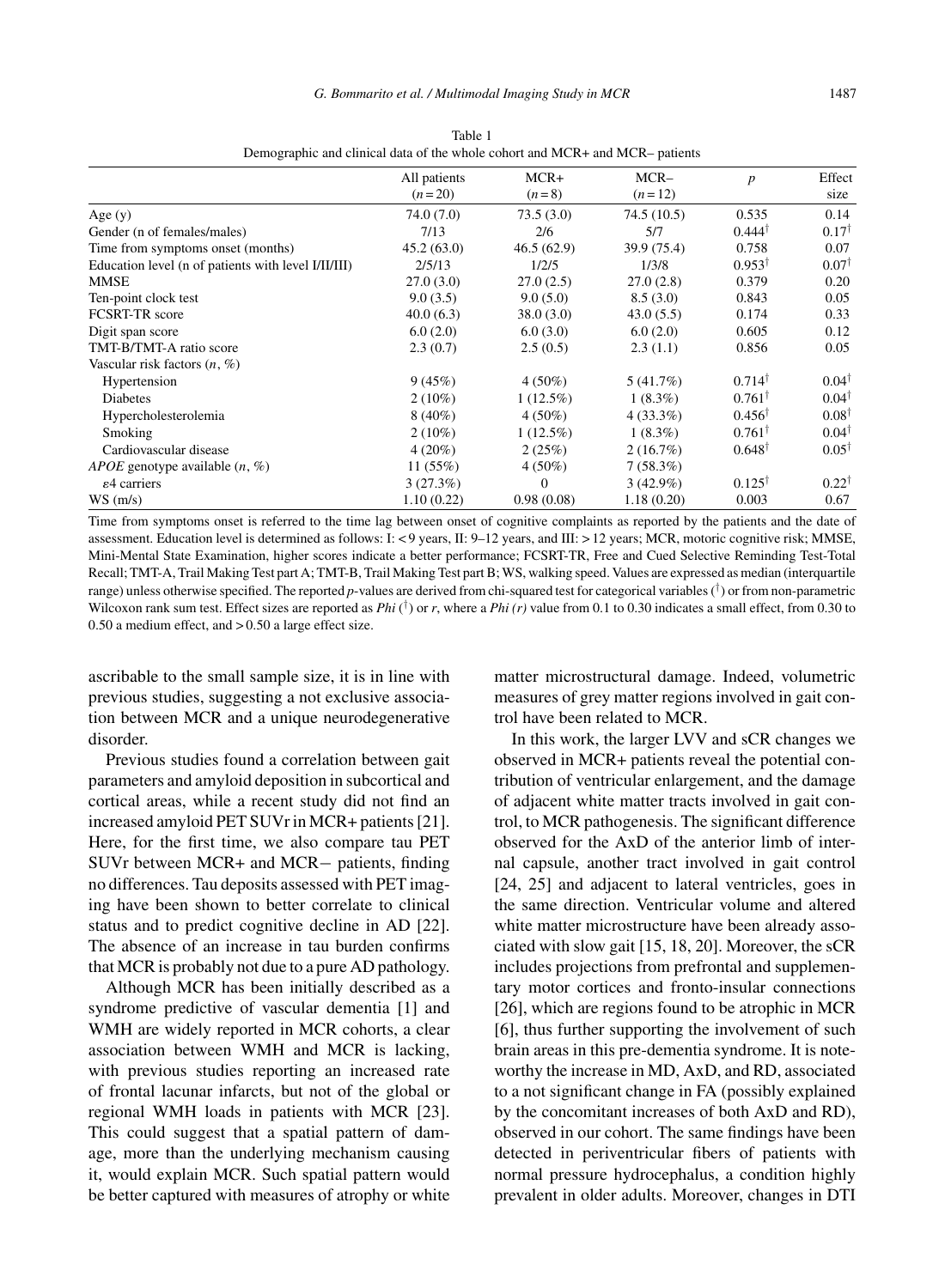Table 1
Demographic and clinical data of the whole cohort and MCR+ and MCR– patients

| | All patients ($n = 20$) | MCR+ ($n = 8$) | MCR– ($n = 12$) | $p$ | Effect size |
|---|---|---|---|---|---|
| Age (y) | 74.0 (7.0) | 73.5 (3.0) | 74.5 (10.5) | 0.535 | 0.14 |
| Gender (n of females/males) | 7/13 | 2/6 | 5/7 | 0.444† | 0.17† |
| Time from symptoms onset (months) | 45.2 (63.0) | 46.5 (62.9) | 39.9 (75.4) | 0.758 | 0.07 |
| Education level (n of patients with level I/II/III) | 2/5/13 | 1/2/5 | 1/3/8 | 0.953† | 0.07† |
| MMSE | 27.0 (3.0) | 27.0 (2.5) | 27.0 (2.8) | 0.379 | 0.20 |
| Ten-point clock test | 9.0 (3.5) | 9.0 (5.0) | 8.5 (3.0) | 0.843 | 0.05 |
| FCSRT-TR score | 40.0 (6.3) | 38.0 (3.0) | 43.0 (5.5) | 0.174 | 0.33 |
| Digit span score | 6.0 (2.0) | 6.0 (3.0) | 6.0 (2.0) | 0.605 | 0.12 |
| TMT-B/TMT-A ratio score | 2.3 (0.7) | 2.5 (0.5) | 2.3 (1.1) | 0.856 | 0.05 |
| Vascular risk factors ($n$, %) | | | | | |
| Hypertension | 9 (45%) | 4 (50%) | 5 (41.7%) | 0.714† | 0.04† |
| Diabetes | 2 (10%) | 1 (12.5%) | 1 (8.3%) | 0.761† | 0.04† |
| Hypercholesterolemia | 8 (40%) | 4 (50%) | 4 (33.3%) | 0.456† | 0.08† |
| Smoking | 2 (10%) | 1 (12.5%) | 1 (8.3%) | 0.761† | 0.04† |
| Cardiovascular disease | 4 (20%) | 2 (25%) | 2 (16.7%) | 0.648† | 0.05† |
| *APOE* genotype available ($n$, %) | 11 (55%) | 4 (50%) | 7 (58.3%) | | |
| $\varepsilon$4 carriers | 3 (27.3%) | 0 | 3 (42.9%) | 0.125† | 0.22† |
| WS (m/s) | 1.10 (0.22) | 0.98 (0.08) | 1.18 (0.20) | 0.003 | 0.67 |

Time from symptoms onset is referred to the time lag between onset of cognitive complaints as reported by the patients and the date of assessment. Education level is determined as follows: I: < 9 years, II: 9–12 years, and III: > 12 years; MCR, motoric cognitive risk; MMSE, Mini-Mental State Examination, higher scores indicate a better performance; FCSRT-TR, Free and Cued Selective Reminding Test-Total Recall; TMT-A, Trail Making Test part A; TMT-B, Trail Making Test part B; WS, walking speed. Values are expressed as median (interquartile range) unless otherwise specified. The reported $p$-values are derived from chi-squared test for categorical variables (†) or from non-parametric Wilcoxon rank sum test. Effect sizes are reported as *Phi* (†) or $r$, where a *Phi (r)* value from 0.1 to 0.30 indicates a small effect, from 0.30 to 0.50 a medium effect, and > 0.50 a large effect size.

ascribable to the small sample size, it is in line with previous studies, suggesting a not exclusive association between MCR and a unique neurodegenerative disorder.

Previous studies found a correlation between gait parameters and amyloid deposition in subcortical and cortical areas, while a recent study did not find an increased amyloid PET SUVr in MCR+ patients [21]. Here, for the first time, we also compare tau PET SUVr between MCR+ and MCR− patients, finding no differences. Tau deposits assessed with PET imaging have been shown to better correlate to clinical status and to predict cognitive decline in AD [22]. The absence of an increase in tau burden confirms that MCR is probably not due to a pure AD pathology.

Although MCR has been initially described as a syndrome predictive of vascular dementia [1] and WMH are widely reported in MCR cohorts, a clear association between WMH and MCR is lacking, with previous studies reporting an increased rate of frontal lacunar infarcts, but not of the global or regional WMH loads in patients with MCR [23]. This could suggest that a spatial pattern of damage, more than the underlying mechanism causing it, would explain MCR. Such spatial pattern would be better captured with measures of atrophy or white matter microstructural damage. Indeed, volumetric measures of grey matter regions involved in gait control have been related to MCR.

In this work, the larger LVV and sCR changes we observed in MCR+ patients reveal the potential contribution of ventricular enlargement, and the damage of adjacent white matter tracts involved in gait control, to MCR pathogenesis. The significant difference observed for the AxD of the anterior limb of internal capsule, another tract involved in gait control [24, 25] and adjacent to lateral ventricles, goes in the same direction. Ventricular volume and altered white matter microstructure have been already associated with slow gait [15, 18, 20]. Moreover, the sCR includes projections from prefrontal and supplementary motor cortices and fronto-insular connections [26], which are regions found to be atrophic in MCR [6], thus further supporting the involvement of such brain areas in this pre-dementia syndrome. It is noteworthy the increase in MD, AxD, and RD, associated to a not significant change in FA (possibly explained by the concomitant increases of both AxD and RD), observed in our cohort. The same findings have been detected in periventricular fibers of patients with normal pressure hydrocephalus, a condition highly prevalent in older adults. Moreover, changes in DTI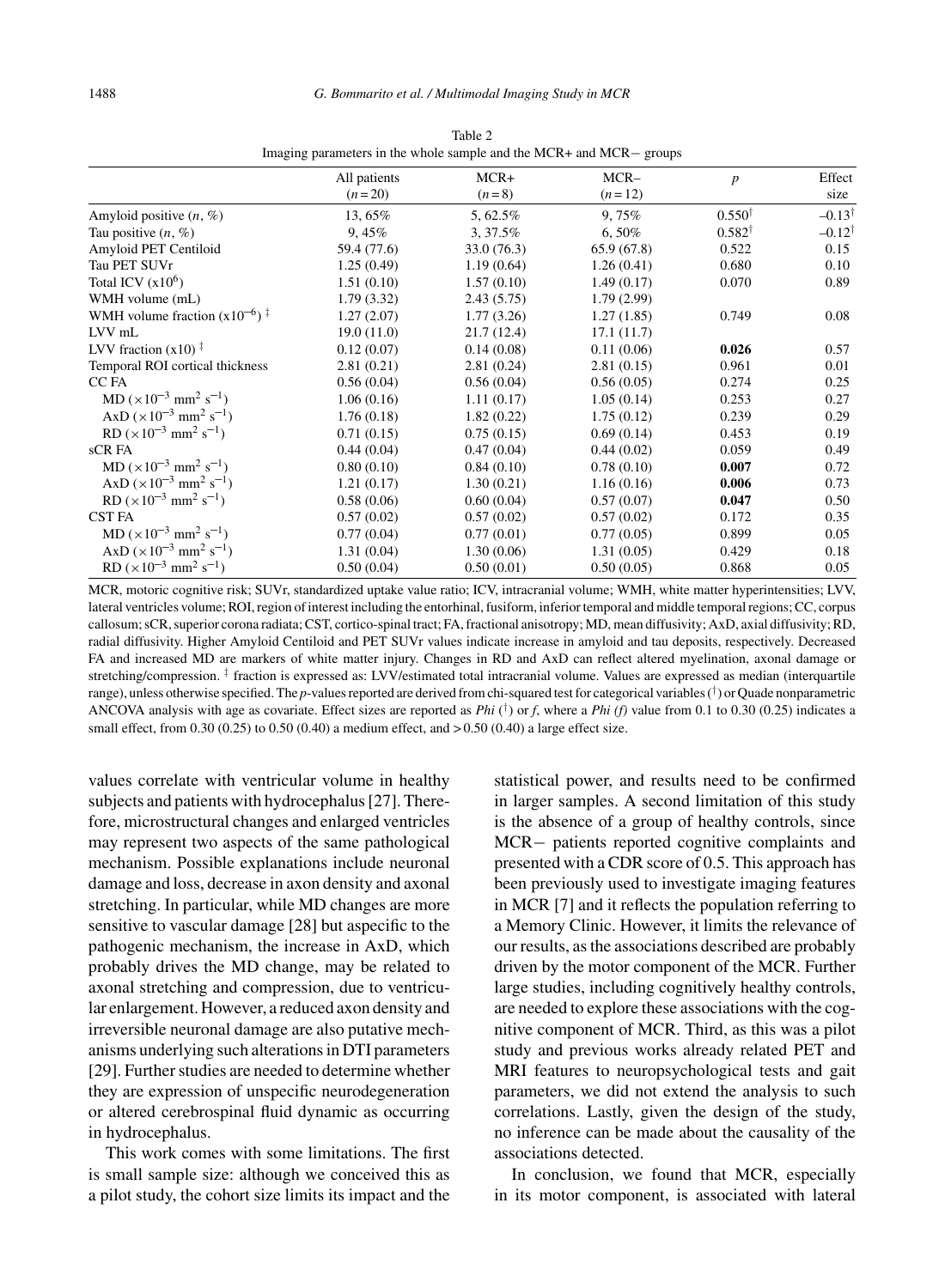Table 2
Imaging parameters in the whole sample and the MCR+ and MCR− groups

| | All patients ($n = 20$) | MCR+ ($n = 8$) | MCR– ($n = 12$) | $p$ | Effect size |
|---|---|---|---|---|---|
| Amyloid positive ($n$, %) | 13, 65% | 5, 62.5% | 9, 75% | $0.550^{\dagger}$ | $-0.13^{\dagger}$ |
| Tau positive ($n$, %) | 9, 45% | 3, 37.5% | 6, 50% | $0.582^{\dagger}$ | $-0.12^{\dagger}$ |
| Amyloid PET Centiloid | 59.4 (77.6) | 33.0 (76.3) | 65.9 (67.8) | 0.522 | 0.15 |
| Tau PET SUVr | 1.25 (0.49) | 1.19 (0.64) | 1.26 (0.41) | 0.680 | 0.10 |
| Total ICV ($\times 10^6$) | 1.51 (0.10) | 1.57 (0.10) | 1.49 (0.17) | 0.070 | 0.89 |
| WMH volume (mL) | 1.79 (3.32) | 2.43 (5.75) | 1.79 (2.99) | | |
| WMH volume fraction ($\times 10^{-6}$) $^{\ddagger}$ | 1.27 (2.07) | 1.77 (3.26) | 1.27 (1.85) | 0.749 | 0.08 |
| LVV mL | 19.0 (11.0) | 21.7 (12.4) | 17.1 (11.7) | | |
| LVV fraction ($\times 10$) $^{\ddagger}$ | 0.12 (0.07) | 0.14 (0.08) | 0.11 (0.06) | **0.026** | 0.57 |
| Temporal ROI cortical thickness | 2.81 (0.21) | 2.81 (0.24) | 2.81 (0.15) | 0.961 | 0.01 |
| CC FA | 0.56 (0.04) | 0.56 (0.04) | 0.56 (0.05) | 0.274 | 0.25 |
| MD ($\times 10^{-3}$ mm$^2$ s$^{-1}$) | 1.06 (0.16) | 1.11 (0.17) | 1.05 (0.14) | 0.253 | 0.27 |
| AxD ($\times 10^{-3}$ mm$^2$ s$^{-1}$) | 1.76 (0.18) | 1.82 (0.22) | 1.75 (0.12) | 0.239 | 0.29 |
| RD ($\times 10^{-3}$ mm$^2$ s$^{-1}$) | 0.71 (0.15) | 0.75 (0.15) | 0.69 (0.14) | 0.453 | 0.19 |
| sCR FA | 0.44 (0.04) | 0.47 (0.04) | 0.44 (0.02) | 0.059 | 0.49 |
| MD ($\times 10^{-3}$ mm$^2$ s$^{-1}$) | 0.80 (0.10) | 0.84 (0.10) | 0.78 (0.10) | **0.007** | 0.72 |
| AxD ($\times 10^{-3}$ mm$^2$ s$^{-1}$) | 1.21 (0.17) | 1.30 (0.21) | 1.16 (0.16) | **0.006** | 0.73 |
| RD ($\times 10^{-3}$ mm$^2$ s$^{-1}$) | 0.58 (0.06) | 0.60 (0.04) | 0.57 (0.07) | **0.047** | 0.50 |
| CST FA | 0.57 (0.02) | 0.57 (0.02) | 0.57 (0.02) | 0.172 | 0.35 |
| MD ($\times 10^{-3}$ mm$^2$ s$^{-1}$) | 0.77 (0.04) | 0.77 (0.01) | 0.77 (0.05) | 0.899 | 0.05 |
| AxD ($\times 10^{-3}$ mm$^2$ s$^{-1}$) | 1.31 (0.04) | 1.30 (0.06) | 1.31 (0.05) | 0.429 | 0.18 |
| RD ($\times 10^{-3}$ mm$^2$ s$^{-1}$) | 0.50 (0.04) | 0.50 (0.01) | 0.50 (0.05) | 0.868 | 0.05 |

MCR, motoric cognitive risk; SUVr, standardized uptake value ratio; ICV, intracranial volume; WMH, white matter hyperintensities; LVV, lateral ventricles volume; ROI, region of interest including the entorhinal, fusiform, inferior temporal and middle temporal regions; CC, corpus callosum; sCR, superior corona radiata; CST, cortico-spinal tract; FA, fractional anisotropy; MD, mean diffusivity; AxD, axial diffusivity; RD, radial diffusivity. Higher Amyloid Centiloid and PET SUVr values indicate increase in amyloid and tau deposits, respectively. Decreased FA and increased MD are markers of white matter injury. Changes in RD and AxD can reflect altered myelination, axonal damage or stretching/compression. $^{\ddagger}$ fraction is expressed as: LVV/estimated total intracranial volume. Values are expressed as median (interquartile range), unless otherwise specified. The $p$-values reported are derived from chi-squared test for categorical variables ($^{\dagger}$) or Quade nonparametric ANCOVA analysis with age as covariate. Effect sizes are reported as *Phi* ($^{\dagger}$) or *f*, where a *Phi (f)* value from 0.1 to 0.30 (0.25) indicates a small effect, from 0.30 (0.25) to 0.50 (0.40) a medium effect, and >0.50 (0.40) a large effect size.

values correlate with ventricular volume in healthy subjects and patients with hydrocephalus [27]. Therefore, microstructural changes and enlarged ventricles may represent two aspects of the same pathological mechanism. Possible explanations include neuronal damage and loss, decrease in axon density and axonal stretching. In particular, while MD changes are more sensitive to vascular damage [28] but aspecific to the pathogenic mechanism, the increase in AxD, which probably drives the MD change, may be related to axonal stretching and compression, due to ventricular enlargement. However, a reduced axon density and irreversible neuronal damage are also putative mechanisms underlying such alterations in DTI parameters [29]. Further studies are needed to determine whether they are expression of unspecific neurodegeneration or altered cerebrospinal fluid dynamic as occurring in hydrocephalus.

This work comes with some limitations. The first is small sample size: although we conceived this as a pilot study, the cohort size limits its impact and the statistical power, and results need to be confirmed in larger samples. A second limitation of this study is the absence of a group of healthy controls, since MCR− patients reported cognitive complaints and presented with a CDR score of 0.5. This approach has been previously used to investigate imaging features in MCR [7] and it reflects the population referring to a Memory Clinic. However, it limits the relevance of our results, as the associations described are probably driven by the motor component of the MCR. Further large studies, including cognitively healthy controls, are needed to explore these associations with the cognitive component of MCR. Third, as this was a pilot study and previous works already related PET and MRI features to neuropsychological tests and gait parameters, we did not extend the analysis to such correlations. Lastly, given the design of the study, no inference can be made about the causality of the associations detected.

In conclusion, we found that MCR, especially in its motor component, is associated with lateral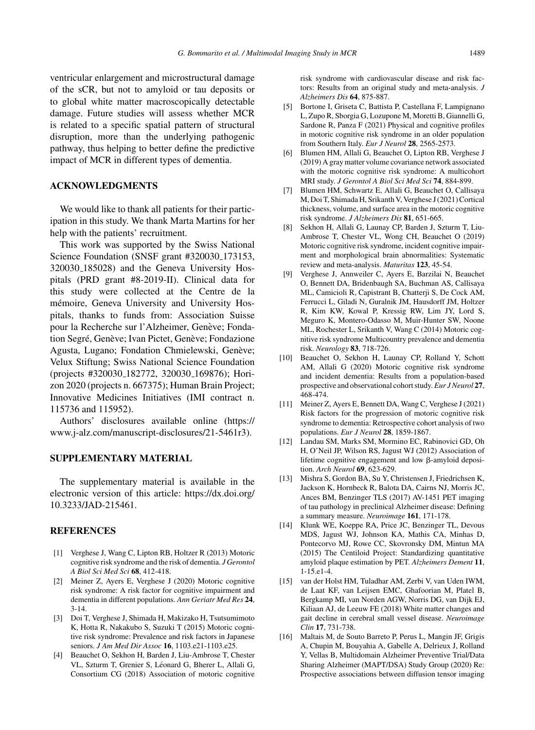ventricular enlargement and microstructural damage of the sCR, but not to amyloid or tau deposits or to global white matter macroscopically detectable damage. Future studies will assess whether MCR is related to a specific spatial pattern of structural disruption, more than the underlying pathogenic pathway, thus helping to better define the predictive impact of MCR in different types of dementia.

## ACKNOWLEDGMENTS

We would like to thank all patients for their participation in this study. We thank Marta Martins for her help with the patients' recruitment.

This work was supported by the Swiss National Science Foundation (SNSF grant #320030_173153, 320030_185028) and the Geneva University Hospitals (PRD grant #8-2019-II). Clinical data for this study were collected at the Centre de la mémoire, Geneva University and University Hospitals, thanks to funds from: Association Suisse pour la Recherche sur l'Alzheimer, Genève; Fondation Segré, Genève; Ivan Pictet, Genève; Fondazione Agusta, Lugano; Fondation Chmielewski, Genève; Velux Stiftung; Swiss National Science Foundation (projects #320030_182772, 320030_169876); Horizon 2020 (projects n. 667375); Human Brain Project; Innovative Medicines Initiatives (IMI contract n. 115736 and 115952).

Authors' disclosures available online (https://www.j-alz.com/manuscript-disclosures/21-5461r3).

## SUPPLEMENTARY MATERIAL

The supplementary material is available in the electronic version of this article: https://dx.doi.org/10.3233/JAD-215461.

## REFERENCES

[1] Verghese J, Wang C, Lipton RB, Holtzer R (2013) Motoric cognitive risk syndrome and the risk of dementia. *J Gerontol A Biol Sci Med Sci* **68**, 412-418.

[2] Meiner Z, Ayers E, Verghese J (2020) Motoric cognitive risk syndrome: A risk factor for cognitive impairment and dementia in different populations. *Ann Geriatr Med Res* **24**, 3-14.

[3] Doi T, Verghese J, Shimada H, Makizako H, Tsutsumimoto K, Hotta R, Nakakubo S, Suzuki T (2015) Motoric cognitive risk syndrome: Prevalence and risk factors in Japanese seniors. *J Am Med Dir Assoc* **16**, 1103.e21-1103.e25.

[4] Beauchet O, Sekhon H, Barden J, Liu-Ambrose T, Chester VL, Szturm T, Grenier S, Léonard G, Bherer L, Allali G, Consortium CG (2018) Association of motoric cognitive risk syndrome with cardiovascular disease and risk factors: Results from an original study and meta-analysis. *J Alzheimers Dis* **64**, 875-887.

[5] Bortone I, Griseta C, Battista P, Castellana F, Lampignano L, Zupo R, Sborgia G, Lozupone M, Moretti B, Giannelli G, Sardone R, Panza F (2021) Physical and cognitive profiles in motoric cognitive risk syndrome in an older population from Southern Italy. *Eur J Neurol* **28**, 2565-2573.

[6] Blumen HM, Allali G, Beauchet O, Lipton RB, Verghese J (2019) A gray matter volume covariance network associated with the motoric cognitive risk syndrome: A multicohort MRI study. *J Gerontol A Biol Sci Med Sci* **74**, 884-899.

[7] Blumen HM, Schwartz E, Allali G, Beauchet O, Callisaya M, Doi T, Shimada H, Srikanth V, Verghese J (2021) Cortical thickness, volume, and surface area in the motoric cognitive risk syndrome. *J Alzheimers Dis* **81**, 651-665.

[8] Sekhon H, Allali G, Launay CP, Barden J, Szturm T, Liu-Ambrose T, Chester VL, Wong CH, Beauchet O (2019) Motoric cognitive risk syndrome, incident cognitive impairment and morphological brain abnormalities: Systematic review and meta-analysis. *Maturitas* **123**, 45-54.

[9] Verghese J, Annweiler C, Ayers E, Barzilai N, Beauchet O, Bennett DA, Bridenbaugh SA, Buchman AS, Callisaya ML, Camicioli R, Capistrant B, Chatterji S, De Cock AM, Ferrucci L, Giladi N, Guralnik JM, Hausdorff JM, Holtzer R, Kim KW, Kowal P, Kressig RW, Lim JY, Lord S, Meguro K, Montero-Odasso M, Muir-Hunter SW, Noone ML, Rochester L, Srikanth V, Wang C (2014) Motoric cognitive risk syndrome Multicountry prevalence and dementia risk. *Neurology* **83**, 718-726.

[10] Beauchet O, Sekhon H, Launay CP, Rolland Y, Schott AM, Allali G (2020) Motoric cognitive risk syndrome and incident dementia: Results from a population-based prospective and observational cohort study. *Eur J Neurol* **27**, 468-474.

[11] Meiner Z, Ayers E, Bennett DA, Wang C, Verghese J (2021) Risk factors for the progression of motoric cognitive risk syndrome to dementia: Retrospective cohort analysis of two populations. *Eur J Neurol* **28**, 1859-1867.

[12] Landau SM, Marks SM, Mormino EC, Rabinovici GD, Oh H, O'Neil JP, Wilson RS, Jagust WJ (2012) Association of lifetime cognitive engagement and low β-amyloid deposition. *Arch Neurol* **69**, 623-629.

[13] Mishra S, Gordon BA, Su Y, Christensen J, Friedrichsen K, Jackson K, Hornbeck R, Balota DA, Cairns NJ, Morris JC, Ances BM, Benzinger TLS (2017) AV-1451 PET imaging of tau pathology in preclinical Alzheimer disease: Defining a summary measure. *Neuroimage* **161**, 171-178.

[14] Klunk WE, Koeppe RA, Price JC, Benzinger TL, Devous MDS, Jagust WJ, Johnson KA, Mathis CA, Minhas D, Pontecorvo MJ, Rowe CC, Skovronsky DM, Mintun MA (2015) The Centiloid Project: Standardizing quantitative amyloid plaque estimation by PET. *Alzheimers Dement* **11**, 1-15.e1-4.

[15] van der Holst HM, Tuladhar AM, Zerbi V, van Uden IWM, de Laat KF, van Leijsen EMC, Ghafoorian M, Platel B, Bergkamp MI, van Norden AGW, Norris DG, van Dijk EJ, Kiliaan AJ, de Leeuw FE (2018) White matter changes and gait decline in cerebral small vessel disease. *Neuroimage Clin* **17**, 731-738.

[16] Maltais M, de Souto Barreto P, Perus L, Mangin JF, Grigis A, Chupin M, Bouyahia A, Gabelle A, Delrieux J, Rolland Y, Vellas B, Multidomain Alzheimer Preventive Trial/Data Sharing Alzheimer (MAPT/DSA) Study Group (2020) Re: Prospective associations between diffusion tensor imaging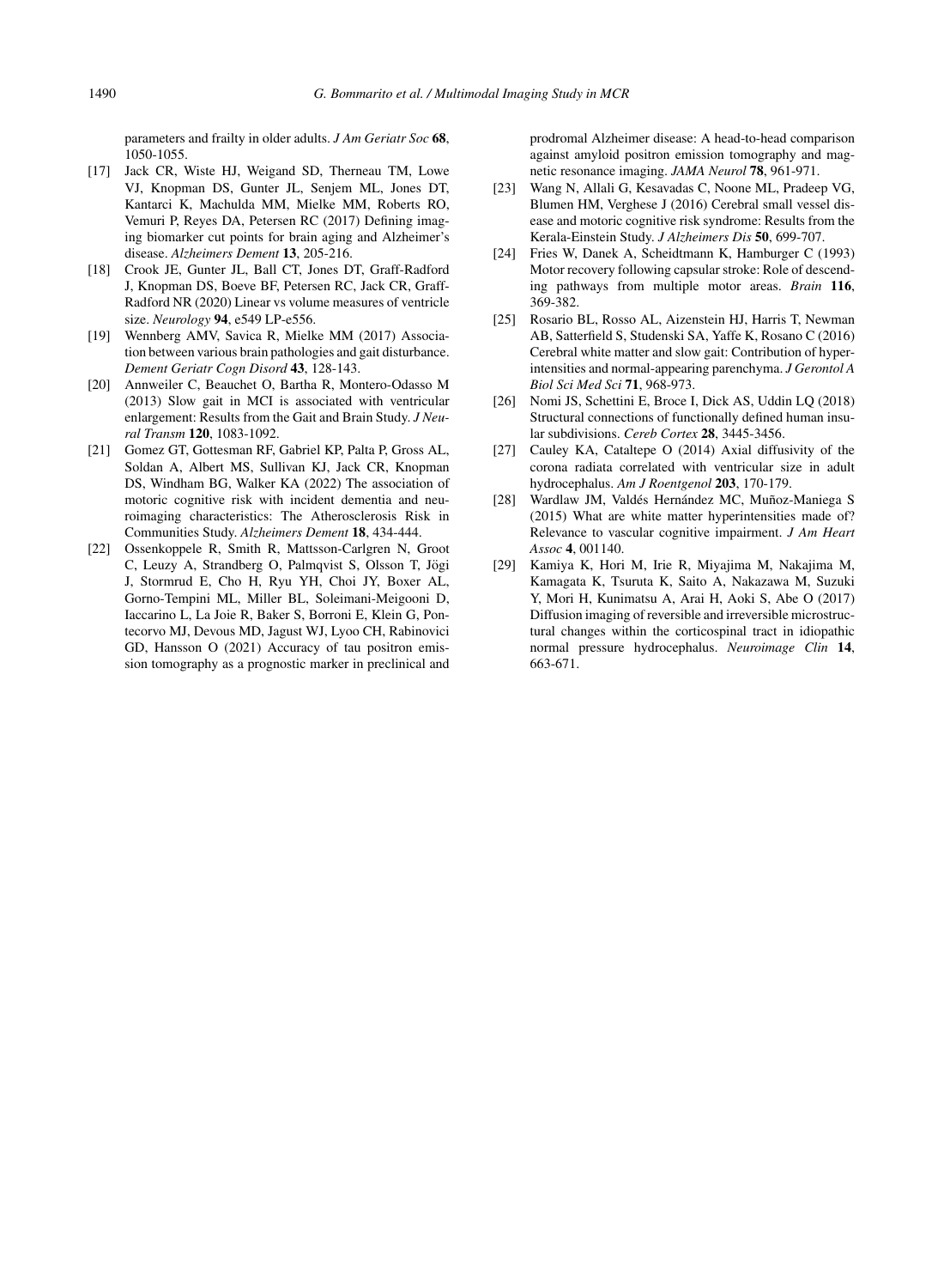parameters and frailty in older adults. *J Am Geriatr Soc* **68**, 1050-1055.

[17] Jack CR, Wiste HJ, Weigand SD, Therneau TM, Lowe VJ, Knopman DS, Gunter JL, Senjem ML, Jones DT, Kantarci K, Machulda MM, Mielke MM, Roberts RO, Vemuri P, Reyes DA, Petersen RC (2017) Defining imaging biomarker cut points for brain aging and Alzheimer's disease. *Alzheimers Dement* **13**, 205-216.

[18] Crook JE, Gunter JL, Ball CT, Jones DT, Graff-Radford J, Knopman DS, Boeve BF, Petersen RC, Jack CR, Graff-Radford NR (2020) Linear vs volume measures of ventricle size. *Neurology* **94**, e549 LP-e556.

[19] Wennberg AMV, Savica R, Mielke MM (2017) Association between various brain pathologies and gait disturbance. *Dement Geriatr Cogn Disord* **43**, 128-143.

[20] Annweiler C, Beauchet O, Bartha R, Montero-Odasso M (2013) Slow gait in MCI is associated with ventricular enlargement: Results from the Gait and Brain Study. *J Neural Transm* **120**, 1083-1092.

[21] Gomez GT, Gottesman RF, Gabriel KP, Palta P, Gross AL, Soldan A, Albert MS, Sullivan KJ, Jack CR, Knopman DS, Windham BG, Walker KA (2022) The association of motoric cognitive risk with incident dementia and neuroimaging characteristics: The Atherosclerosis Risk in Communities Study. *Alzheimers Dement* **18**, 434-444.

[22] Ossenkoppele R, Smith R, Mattsson-Carlgren N, Groot C, Leuzy A, Strandberg O, Palmqvist S, Olsson T, Jögi J, Stormrud E, Cho H, Ryu YH, Choi JY, Boxer AL, Gorno-Tempini ML, Miller BL, Soleimani-Meigooni D, Iaccarino L, La Joie R, Baker S, Borroni E, Klein G, Pontecorvo MJ, Devous MD, Jagust WJ, Lyoo CH, Rabinovici GD, Hansson O (2021) Accuracy of tau positron emission tomography as a prognostic marker in preclinical and prodromal Alzheimer disease: A head-to-head comparison against amyloid positron emission tomography and magnetic resonance imaging. *JAMA Neurol* **78**, 961-971.

[23] Wang N, Allali G, Kesavadas C, Noone ML, Pradeep VG, Blumen HM, Verghese J (2016) Cerebral small vessel disease and motoric cognitive risk syndrome: Results from the Kerala-Einstein Study. *J Alzheimers Dis* **50**, 699-707.

[24] Fries W, Danek A, Scheidtmann K, Hamburger C (1993) Motor recovery following capsular stroke: Role of descending pathways from multiple motor areas. *Brain* **116**, 369-382.

[25] Rosario BL, Rosso AL, Aizenstein HJ, Harris T, Newman AB, Satterfield S, Studenski SA, Yaffe K, Rosano C (2016) Cerebral white matter and slow gait: Contribution of hyperintensities and normal-appearing parenchyma. *J Gerontol A Biol Sci Med Sci* **71**, 968-973.

[26] Nomi JS, Schettini E, Broce I, Dick AS, Uddin LQ (2018) Structural connections of functionally defined human insular subdivisions. *Cereb Cortex* **28**, 3445-3456.

[27] Cauley KA, Cataltepe O (2014) Axial diffusivity of the corona radiata correlated with ventricular size in adult hydrocephalus. *Am J Roentgenol* **203**, 170-179.

[28] Wardlaw JM, Valdés Hernández MC, Muñoz-Maniega S (2015) What are white matter hyperintensities made of? Relevance to vascular cognitive impairment. *J Am Heart Assoc* **4**, 001140.

[29] Kamiya K, Hori M, Irie R, Miyajima M, Nakajima M, Kamagata K, Tsuruta K, Saito A, Nakazawa M, Suzuki Y, Mori H, Kunimatsu A, Arai H, Aoki S, Abe O (2017) Diffusion imaging of reversible and irreversible microstructural changes within the corticospinal tract in idiopathic normal pressure hydrocephalus. *Neuroimage Clin* **14**, 663-671.